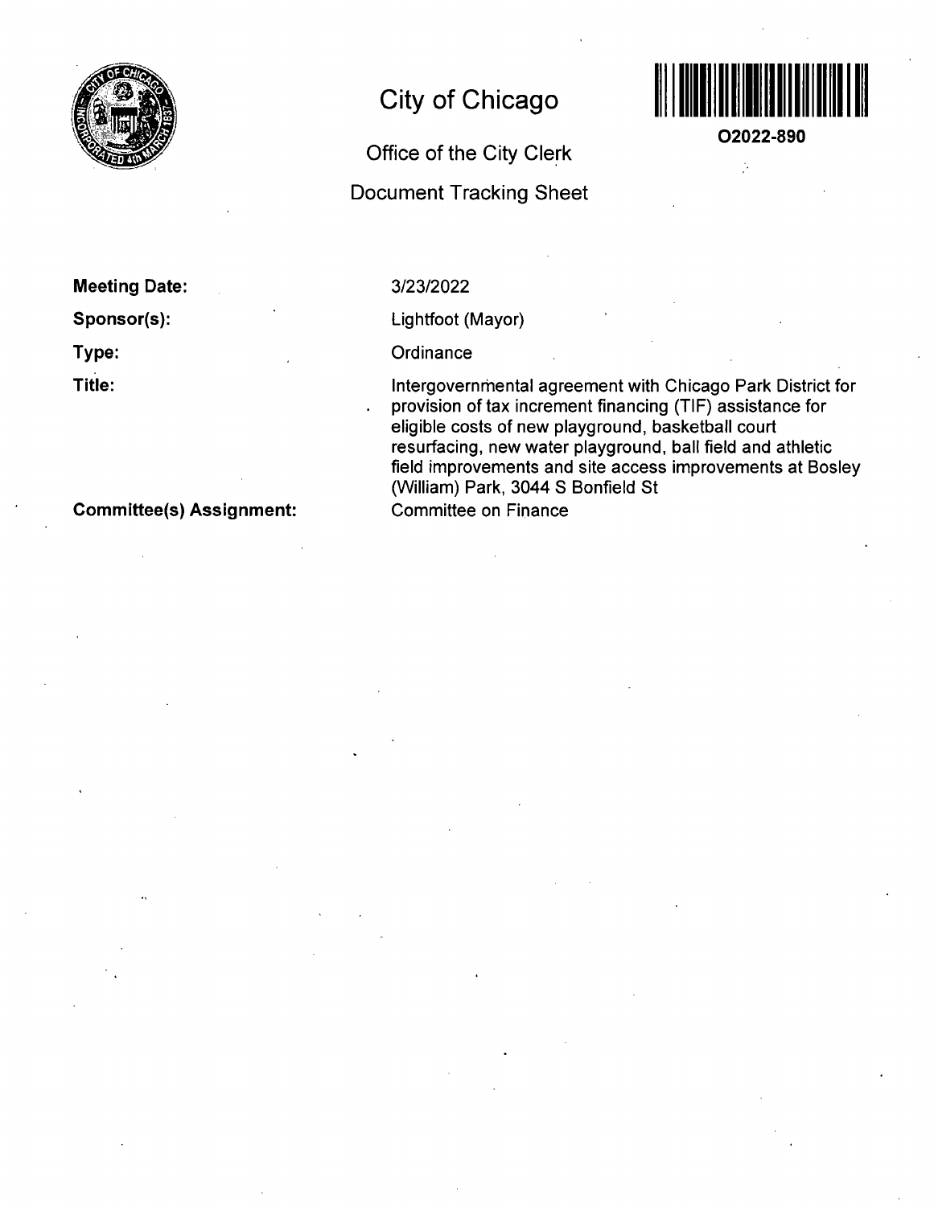# City of Chicago

## Office of the City Clerk

## Document Tracking Sheet

O2022-890

**Meeting Date:** 3/23/2022

**Sponsor(s):** Lightfoot (Mayor)

**Type:** Ordinance

**Title:** Intergovernmental agreement with Chicago Park District for provision of tax increment financing (TIF) assistance for eligible costs of new playground, basketball court resurfacing, new water playground, ball field and athletic field improvements and site access improvements at Bosley (William) Park, 3044 S Bonfield St

**Committee(s) Assignment:** Committee on Finance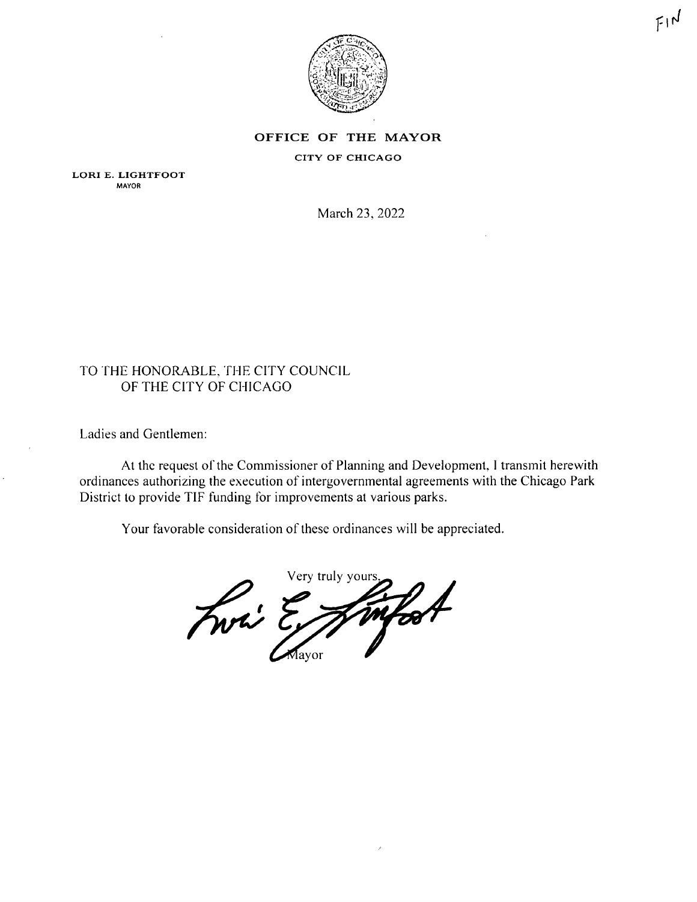# OFFICE OF THE MAYOR

CITY OF CHICAGO

**LORI E. LIGHTFOOT**
MAYOR

March 23, 2022

TO THE HONORABLE, THE CITY COUNCIL
OF THE CITY OF CHICAGO

Ladies and Gentlemen:

At the request of the Commissioner of Planning and Development, I transmit herewith ordinances authorizing the execution of intergovernmental agreements with the Chicago Park District to provide TIF funding for improvements at various parks.

Your favorable consideration of these ordinances will be appreciated.

Very truly yours,

Mayor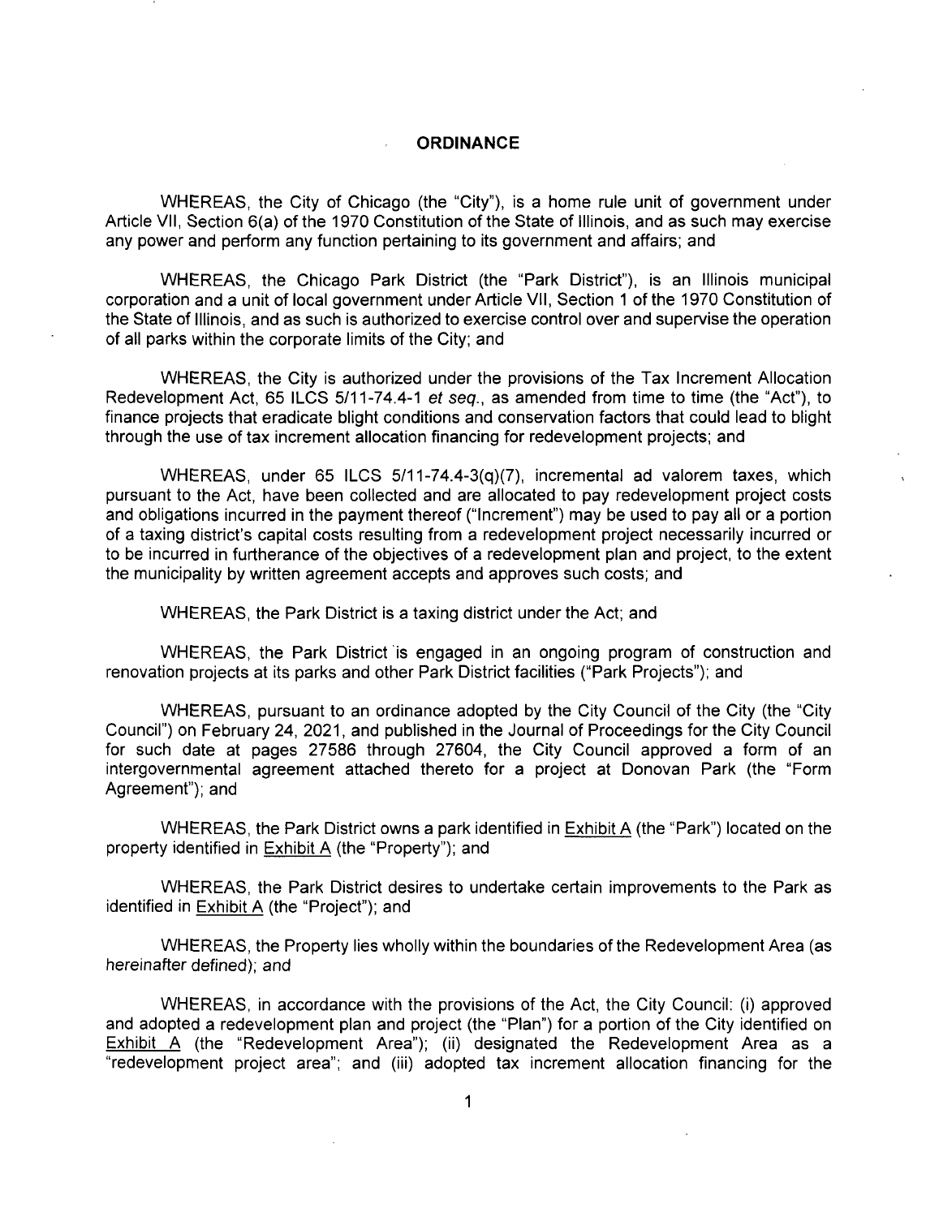# ORDINANCE

WHEREAS, the City of Chicago (the "City"), is a home rule unit of government under Article VII, Section 6(a) of the 1970 Constitution of the State of Illinois, and as such may exercise any power and perform any function pertaining to its government and affairs; and

WHEREAS, the Chicago Park District (the "Park District"), is an Illinois municipal corporation and a unit of local government under Article VII, Section 1 of the 1970 Constitution of the State of Illinois, and as such is authorized to exercise control over and supervise the operation of all parks within the corporate limits of the City; and

WHEREAS, the City is authorized under the provisions of the Tax Increment Allocation Redevelopment Act, 65 ILCS 5/11-74.4-1 *et seq.*, as amended from time to time (the "Act"), to finance projects that eradicate blight conditions and conservation factors that could lead to blight through the use of tax increment allocation financing for redevelopment projects; and

WHEREAS, under 65 ILCS 5/11-74.4-3(q)(7), incremental ad valorem taxes, which pursuant to the Act, have been collected and are allocated to pay redevelopment project costs and obligations incurred in the payment thereof ("Increment") may be used to pay all or a portion of a taxing district's capital costs resulting from a redevelopment project necessarily incurred or to be incurred in furtherance of the objectives of a redevelopment plan and project, to the extent the municipality by written agreement accepts and approves such costs; and

WHEREAS, the Park District is a taxing district under the Act; and

WHEREAS, the Park District is engaged in an ongoing program of construction and renovation projects at its parks and other Park District facilities ("Park Projects"); and

WHEREAS, pursuant to an ordinance adopted by the City Council of the City (the "City Council") on February 24, 2021, and published in the Journal of Proceedings for the City Council for such date at pages 27586 through 27604, the City Council approved a form of an intergovernmental agreement attached thereto for a project at Donovan Park (the "Form Agreement"); and

WHEREAS, the Park District owns a park identified in Exhibit A (the "Park") located on the property identified in Exhibit A (the "Property"); and

WHEREAS, the Park District desires to undertake certain improvements to the Park as identified in Exhibit A (the "Project"); and

WHEREAS, the Property lies wholly within the boundaries of the Redevelopment Area (as hereinafter defined); and

WHEREAS, in accordance with the provisions of the Act, the City Council: (i) approved and adopted a redevelopment plan and project (the "Plan") for a portion of the City identified on Exhibit A (the "Redevelopment Area"); (ii) designated the Redevelopment Area as a "redevelopment project area"; and (iii) adopted tax increment allocation financing for the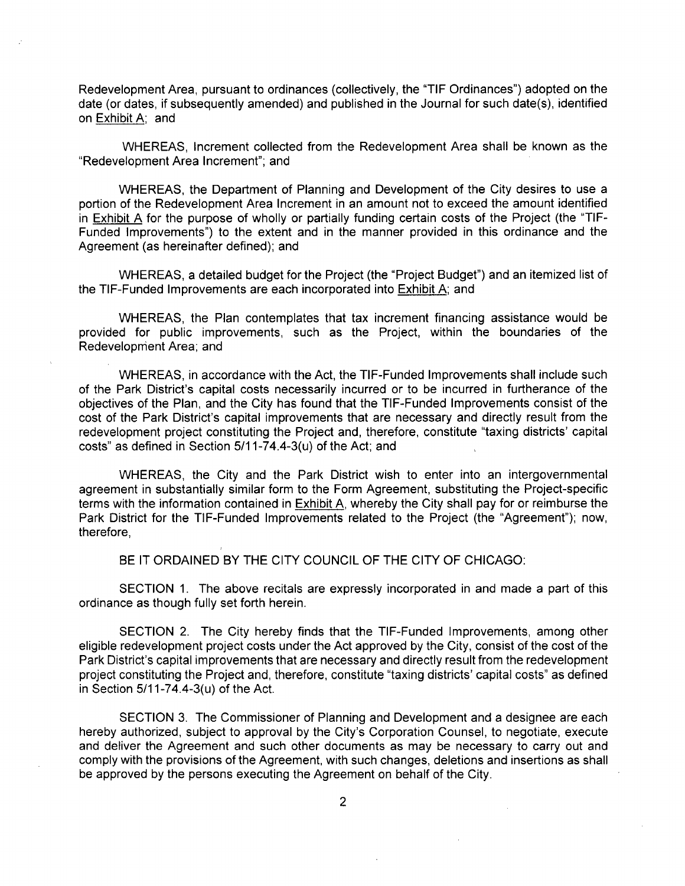Redevelopment Area, pursuant to ordinances (collectively, the "TIF Ordinances") adopted on the date (or dates, if subsequently amended) and published in the Journal for such date(s), identified on Exhibit A; and

WHEREAS, Increment collected from the Redevelopment Area shall be known as the "Redevelopment Area Increment"; and

WHEREAS, the Department of Planning and Development of the City desires to use a portion of the Redevelopment Area Increment in an amount not to exceed the amount identified in Exhibit A for the purpose of wholly or partially funding certain costs of the Project (the "TIF-Funded Improvements") to the extent and in the manner provided in this ordinance and the Agreement (as hereinafter defined); and

WHEREAS, a detailed budget for the Project (the "Project Budget") and an itemized list of the TIF-Funded Improvements are each incorporated into Exhibit A; and

WHEREAS, the Plan contemplates that tax increment financing assistance would be provided for public improvements, such as the Project, within the boundaries of the Redevelopment Area; and

WHEREAS, in accordance with the Act, the TIF-Funded Improvements shall include such of the Park District's capital costs necessarily incurred or to be incurred in furtherance of the objectives of the Plan, and the City has found that the TIF-Funded Improvements consist of the cost of the Park District's capital improvements that are necessary and directly result from the redevelopment project constituting the Project and, therefore, constitute "taxing districts' capital costs" as defined in Section 5/11-74.4-3(u) of the Act; and

WHEREAS, the City and the Park District wish to enter into an intergovernmental agreement in substantially similar form to the Form Agreement, substituting the Project-specific terms with the information contained in Exhibit A, whereby the City shall pay for or reimburse the Park District for the TIF-Funded Improvements related to the Project (the "Agreement"); now, therefore,

BE IT ORDAINED BY THE CITY COUNCIL OF THE CITY OF CHICAGO:

SECTION 1. The above recitals are expressly incorporated in and made a part of this ordinance as though fully set forth herein.

SECTION 2. The City hereby finds that the TIF-Funded Improvements, among other eligible redevelopment project costs under the Act approved by the City, consist of the cost of the Park District's capital improvements that are necessary and directly result from the redevelopment project constituting the Project and, therefore, constitute "taxing districts' capital costs" as defined in Section 5/11-74.4-3(u) of the Act.

SECTION 3. The Commissioner of Planning and Development and a designee are each hereby authorized, subject to approval by the City's Corporation Counsel, to negotiate, execute and deliver the Agreement and such other documents as may be necessary to carry out and comply with the provisions of the Agreement, with such changes, deletions and insertions as shall be approved by the persons executing the Agreement on behalf of the City.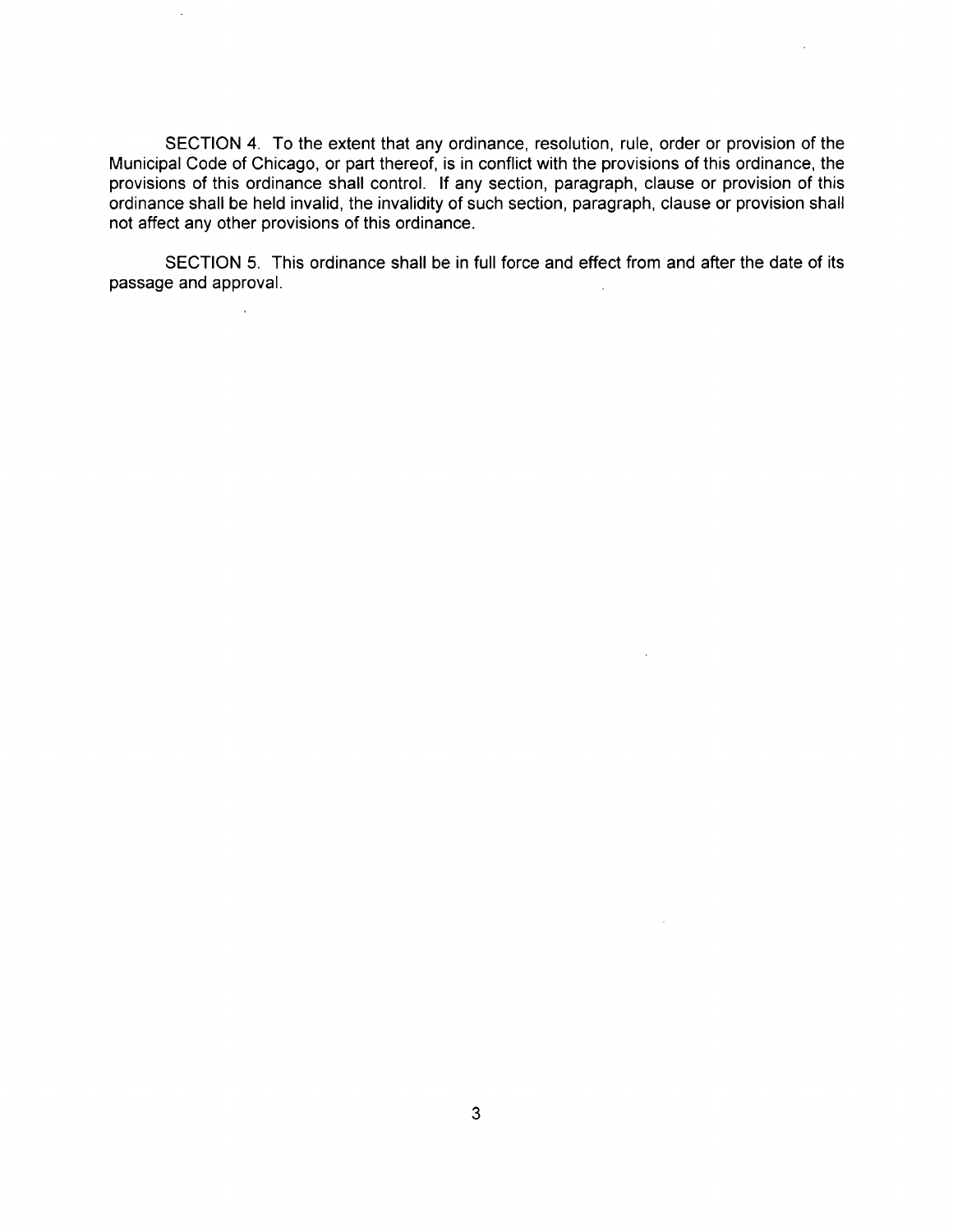SECTION 4. To the extent that any ordinance, resolution, rule, order or provision of the Municipal Code of Chicago, or part thereof, is in conflict with the provisions of this ordinance, the provisions of this ordinance shall control. If any section, paragraph, clause or provision of this ordinance shall be held invalid, the invalidity of such section, paragraph, clause or provision shall not affect any other provisions of this ordinance.

SECTION 5. This ordinance shall be in full force and effect from and after the date of its passage and approval.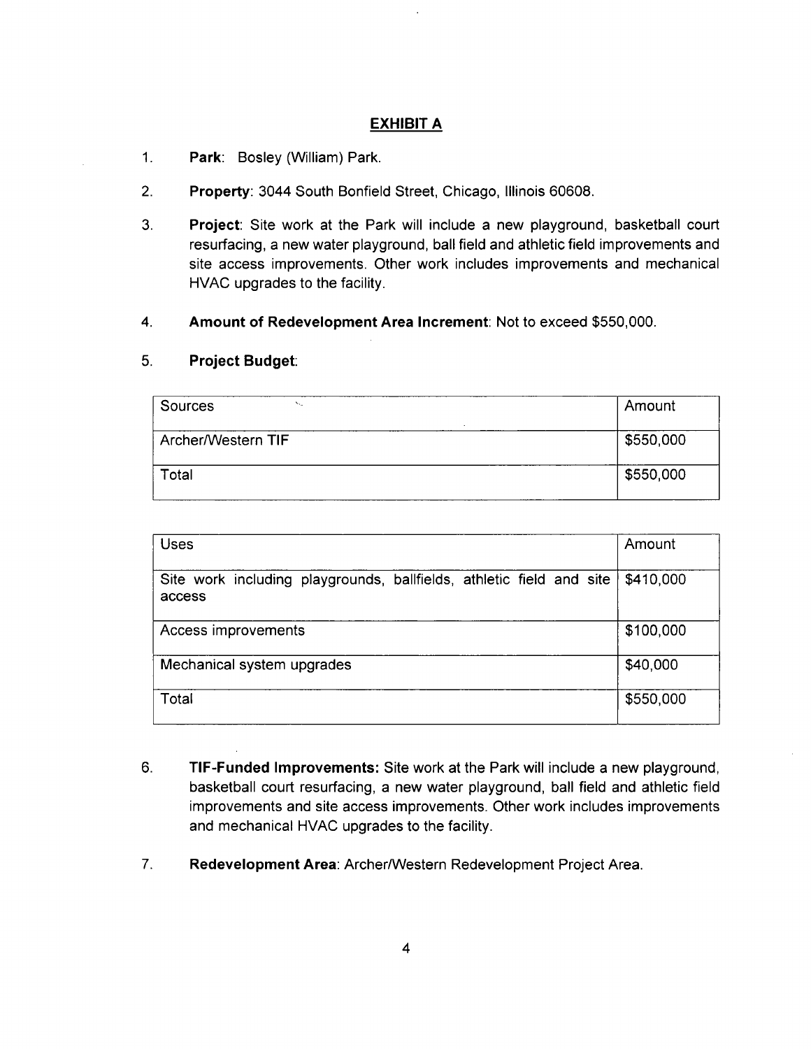## EXHIBIT A

1. **Park**: Bosley (William) Park.

2. **Property**: 3044 South Bonfield Street, Chicago, Illinois 60608.

3. **Project**: Site work at the Park will include a new playground, basketball court resurfacing, a new water playground, ball field and athletic field improvements and site access improvements. Other work includes improvements and mechanical HVAC upgrades to the facility.

4. **Amount of Redevelopment Area Increment**: Not to exceed $550,000.

5. **Project Budget**:

| Sources | Amount |
|---|---|
| Archer/Western TIF | $550,000 |
| Total | $550,000 |

| Uses | Amount |
|---|---|
| Site work including playgrounds, ballfields, athletic field and site access | $410,000 |
| Access improvements | $100,000 |
| Mechanical system upgrades | $40,000 |
| Total | $550,000 |

6. **TIF-Funded Improvements:** Site work at the Park will include a new playground, basketball court resurfacing, a new water playground, ball field and athletic field improvements and site access improvements. Other work includes improvements and mechanical HVAC upgrades to the facility.

7. **Redevelopment Area**: Archer/Western Redevelopment Project Area.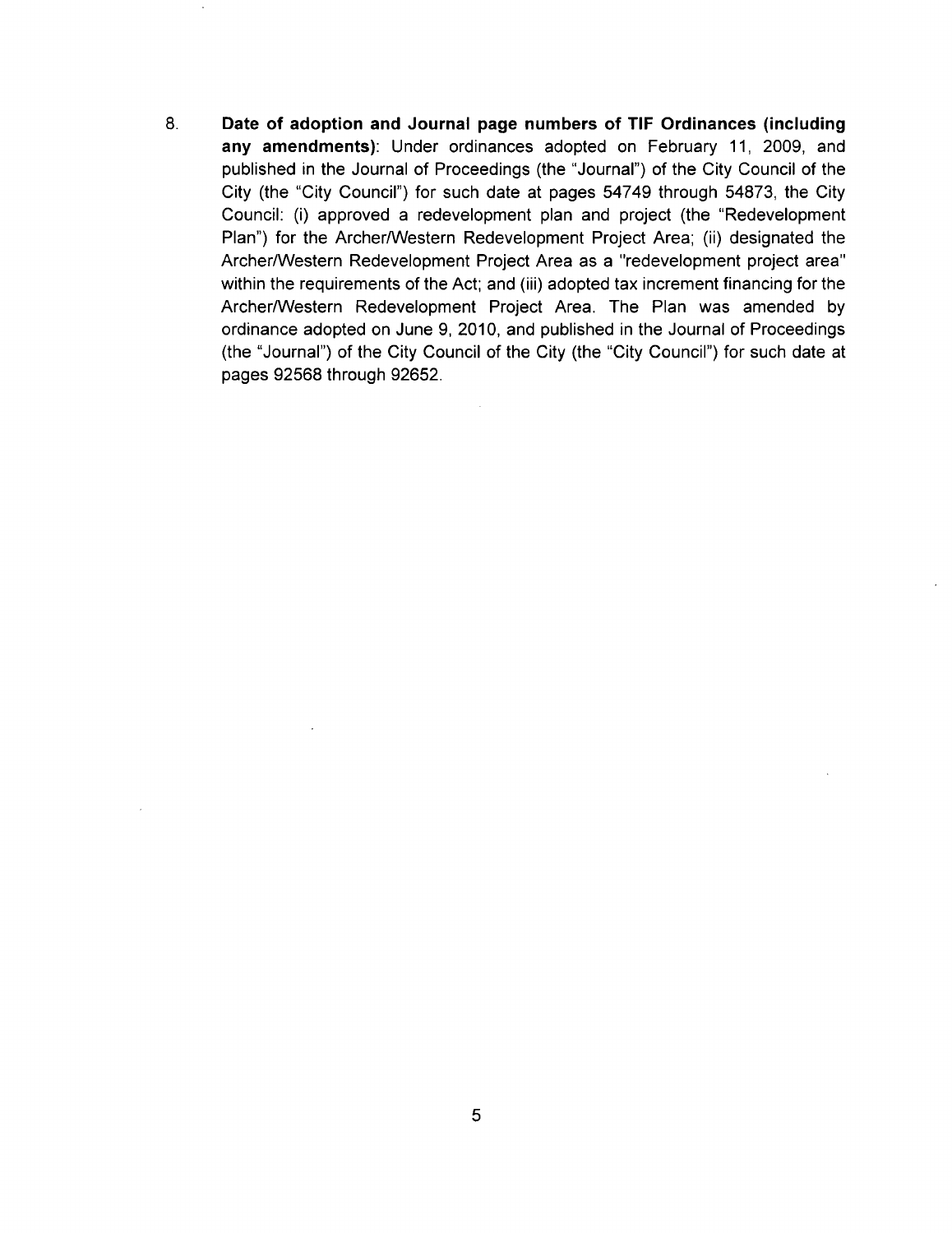8. **Date of adoption and Journal page numbers of TIF Ordinances (including any amendments)**: Under ordinances adopted on February 11, 2009, and published in the Journal of Proceedings (the "Journal") of the City Council of the City (the "City Council") for such date at pages 54749 through 54873, the City Council: (i) approved a redevelopment plan and project (the "Redevelopment Plan") for the Archer/Western Redevelopment Project Area; (ii) designated the Archer/Western Redevelopment Project Area as a "redevelopment project area" within the requirements of the Act; and (iii) adopted tax increment financing for the Archer/Western Redevelopment Project Area. The Plan was amended by ordinance adopted on June 9, 2010, and published in the Journal of Proceedings (the "Journal") of the City Council of the City (the "City Council") for such date at pages 92568 through 92652.